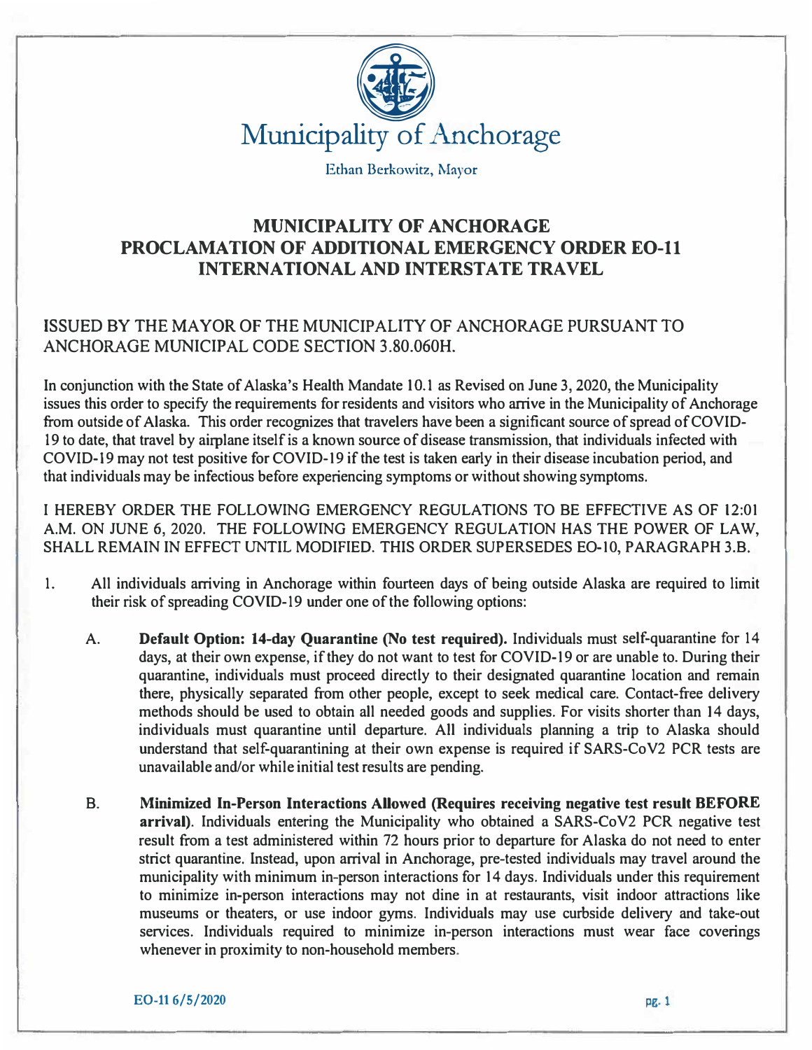# Municipality of Anchorage

Ethan Berkowitz, Mayor

## MUNICIPALITY OF ANCHORAGE PROCLAMATION OF ADDITIONAL EMERGENCY ORDER EO-11 INTERNATIONAL AND INTERSTATE TRAVEL

ISSUED BY THE MAYOR OF THE MUNICIPALITY OF ANCHORAGE PURSUANT TO ANCHORAGE MUNICIPAL CODE SECTION 3.80.060H.

In conjunction with the State of Alaska's Health Mandate 10.1 as Revised on June 3, 2020, the Municipality issues this order to specify the requirements for residents and visitors who arrive in the Municipality of Anchorage from outside of Alaska. This order recognizes that travelers have been a significant source of spread of COVID-19 to date, that travel by airplane itself is a known source of disease transmission, that individuals infected with COVID-19 may not test positive for COVID-19 if the test is taken early in their disease incubation period, and that individuals may be infectious before experiencing symptoms or without showing symptoms.

I HEREBY ORDER THE FOLLOWING EMERGENCY REGULATIONS TO BE EFFECTIVE AS OF 12:01 A.M. ON JUNE 6, 2020. THE FOLLOWING EMERGENCY REGULATION HAS THE POWER OF LAW, SHALL REMAIN IN EFFECT UNTIL MODIFIED. THIS ORDER SUPERSEDES EO-10, PARAGRAPH 3.B.

1. All individuals arriving in Anchorage within fourteen days of being outside Alaska are required to limit their risk of spreading COVID-19 under one of the following options:

   A. **Default Option: 14-day Quarantine (No test required).** Individuals must self-quarantine for 14 days, at their own expense, if they do not want to test for COVID-19 or are unable to. During their quarantine, individuals must proceed directly to their designated quarantine location and remain there, physically separated from other people, except to seek medical care. Contact-free delivery methods should be used to obtain all needed goods and supplies. For visits shorter than 14 days, individuals must quarantine until departure. All individuals planning a trip to Alaska should understand that self-quarantining at their own expense is required if SARS-CoV2 PCR tests are unavailable and/or while initial test results are pending.

   B. **Minimized In-Person Interactions Allowed (Requires receiving negative test result BEFORE arrival).** Individuals entering the Municipality who obtained a SARS-CoV2 PCR negative test result from a test administered within 72 hours prior to departure for Alaska do not need to enter strict quarantine. Instead, upon arrival in Anchorage, pre-tested individuals may travel around the municipality with minimum in-person interactions for 14 days. Individuals under this requirement to minimize in-person interactions may not dine in at restaurants, visit indoor attractions like museums or theaters, or use indoor gyms. Individuals may use curbside delivery and take-out services. Individuals required to minimize in-person interactions must wear face coverings whenever in proximity to non-household members.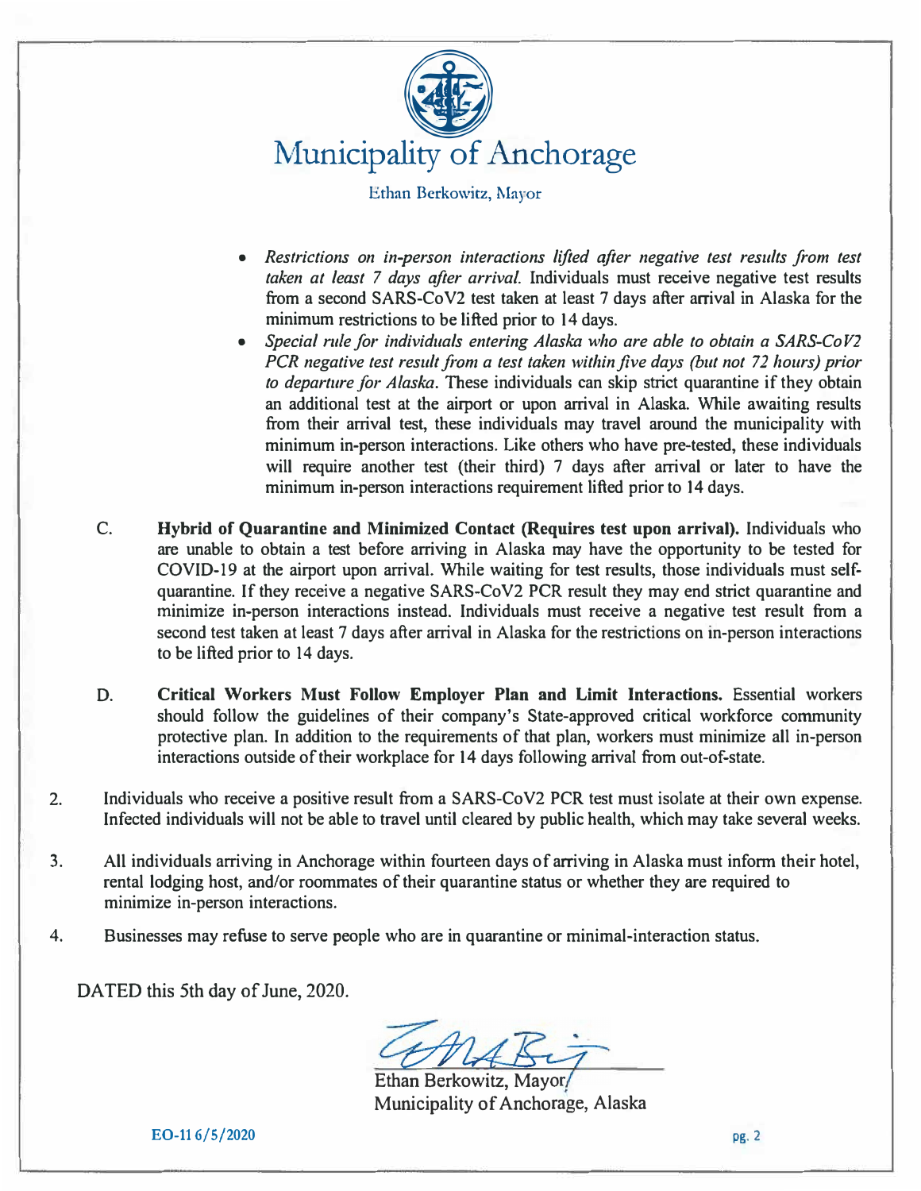# Municipality of Anchorage

Ethan Berkowitz, Mayor

- *Restrictions on in-person interactions lifted after negative test results from test taken at least 7 days after arrival.* Individuals must receive negative test results from a second SARS-CoV2 test taken at least 7 days after arrival in Alaska for the minimum restrictions to be lifted prior to 14 days.
- *Special rule for individuals entering Alaska who are able to obtain a SARS-CoV2 PCR negative test result from a test taken within five days (but not 72 hours) prior to departure for Alaska.* These individuals can skip strict quarantine if they obtain an additional test at the airport or upon arrival in Alaska. While awaiting results from their arrival test, these individuals may travel around the municipality with minimum in-person interactions. Like others who have pre-tested, these individuals will require another test (their third) 7 days after arrival or later to have the minimum in-person interactions requirement lifted prior to 14 days.

C. **Hybrid of Quarantine and Minimized Contact (Requires test upon arrival).** Individuals who are unable to obtain a test before arriving in Alaska may have the opportunity to be tested for COVID-19 at the airport upon arrival. While waiting for test results, those individuals must self-quarantine. If they receive a negative SARS-CoV2 PCR result they may end strict quarantine and minimize in-person interactions instead. Individuals must receive a negative test result from a second test taken at least 7 days after arrival in Alaska for the restrictions on in-person interactions to be lifted prior to 14 days.

D. **Critical Workers Must Follow Employer Plan and Limit Interactions.** Essential workers should follow the guidelines of their company's State-approved critical workforce community protective plan. In addition to the requirements of that plan, workers must minimize all in-person interactions outside of their workplace for 14 days following arrival from out-of-state.

2. Individuals who receive a positive result from a SARS-CoV2 PCR test must isolate at their own expense. Infected individuals will not be able to travel until cleared by public health, which may take several weeks.

3. All individuals arriving in Anchorage within fourteen days of arriving in Alaska must inform their hotel, rental lodging host, and/or roommates of their quarantine status or whether they are required to minimize in-person interactions.

4. Businesses may refuse to serve people who are in quarantine or minimal-interaction status.

DATED this 5th day of June, 2020.

Ethan Berkowitz, Mayor
Municipality of Anchorage, Alaska

EO-11 6/5/2020